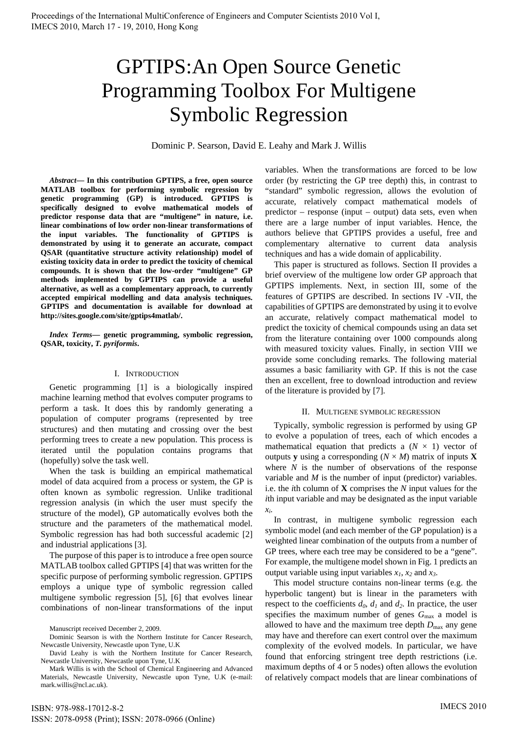# GPTIPS:An Open Source Genetic Programming Toolbox For Multigene Symbolic Regression

Dominic P. Searson, David E. Leahy and Mark J. Willis

***Abstract*— In this contribution GPTIPS, a free, open source MATLAB toolbox for performing symbolic regression by genetic programming (GP) is introduced. GPTIPS is specifically designed to evolve mathematical models of predictor response data that are "multigene" in nature, i.e. linear combinations of low order non-linear transformations of the input variables. The functionality of GPTIPS is demonstrated by using it to generate an accurate, compact QSAR (quantitative structure activity relationship) model of existing toxicity data in order to predict the toxicity of chemical compounds. It is shown that the low-order "multigene" GP methods implemented by GPTIPS can provide a useful alternative, as well as a complementary approach, to currently accepted empirical modelling and data analysis techniques. GPTIPS and documentation is available for download at http://sites.google.com/site/gptips4matlab/.**

***Index Terms*— genetic programming, symbolic regression, QSAR, toxicity, *T. pyriformis*.**

## I. Introduction

Genetic programming [1] is a biologically inspired machine learning method that evolves computer programs to perform a task. It does this by randomly generating a population of computer programs (represented by tree structures) and then mutating and crossing over the best performing trees to create a new population. This process is iterated until the population contains programs that (hopefully) solve the task well.

When the task is building an empirical mathematical model of data acquired from a process or system, the GP is often known as symbolic regression. Unlike traditional regression analysis (in which the user must specify the structure of the model), GP automatically evolves both the structure and the parameters of the mathematical model. Symbolic regression has had both successful academic [2] and industrial applications [3].

The purpose of this paper is to introduce a free open source MATLAB toolbox called GPTIPS [4] that was written for the specific purpose of performing symbolic regression. GPTIPS employs a unique type of symbolic regression called multigene symbolic regression [5], [6] that evolves linear combinations of non-linear transformations of the input variables. When the transformations are forced to be low order (by restricting the GP tree depth) this, in contrast to "standard" symbolic regression, allows the evolution of accurate, relatively compact mathematical models of predictor – response (input – output) data sets, even when there are a large number of input variables. Hence, the authors believe that GPTIPS provides a useful, free and complementary alternative to current data analysis techniques and has a wide domain of applicability.

This paper is structured as follows. Section II provides a brief overview of the multigene low order GP approach that GPTIPS implements. Next, in section III, some of the features of GPTIPS are described. In sections IV -VII, the capabilities of GPTIPS are demonstrated by using it to evolve an accurate, relatively compact mathematical model to predict the toxicity of chemical compounds using an data set from the literature containing over 1000 compounds along with measured toxicity values. Finally, in section VIII we provide some concluding remarks. The following material assumes a basic familiarity with GP. If this is not the case then an excellent, free to download introduction and review of the literature is provided by [7].

## II. Multigene symbolic regression

Typically, symbolic regression is performed by using GP to evolve a population of trees, each of which encodes a mathematical equation that predicts a ($N \times 1$) vector of outputs $\mathbf{y}$ using a corresponding ($N \times M$) matrix of inputs $\mathbf{X}$ where $N$ is the number of observations of the response variable and $M$ is the number of input (predictor) variables. i.e. the $i$th column of $\mathbf{X}$ comprises the $N$ input values for the $i$th input variable and may be designated as the input variable $x_i$.

In contrast, in multigene symbolic regression each symbolic model (and each member of the GP population) is a weighted linear combination of the outputs from a number of GP trees, where each tree may be considered to be a "gene". For example, the multigene model shown in Fig. 1 predicts an output variable using input variables $x_1$, $x_2$ and $x_3$.

This model structure contains non-linear terms (e.g. the hyperbolic tangent) but is linear in the parameters with respect to the coefficients $d_0$, $d_1$ and $d_2$. In practice, the user specifies the maximum number of genes $G_{\max}$ a model is allowed to have and the maximum tree depth $D_{\max}$ any gene may have and therefore can exert control over the maximum complexity of the evolved models. In particular, we have found that enforcing stringent tree depth restrictions (i.e. maximum depths of 4 or 5 nodes) often allows the evolution of relatively compact models that are linear combinations of

---

Manuscript received December 2, 2009.

Dominic Searson is with the Northern Institute for Cancer Research, Newcastle University, Newcastle upon Tyne, U.K

David Leahy is with the Northern Institute for Cancer Research, Newcastle University, Newcastle upon Tyne, U.K

Mark Willis is with the School of Chemical Engineering and Advanced Materials, Newcastle University, Newcastle upon Tyne, U.K (e-mail: mark.willis@ncl.ac.uk).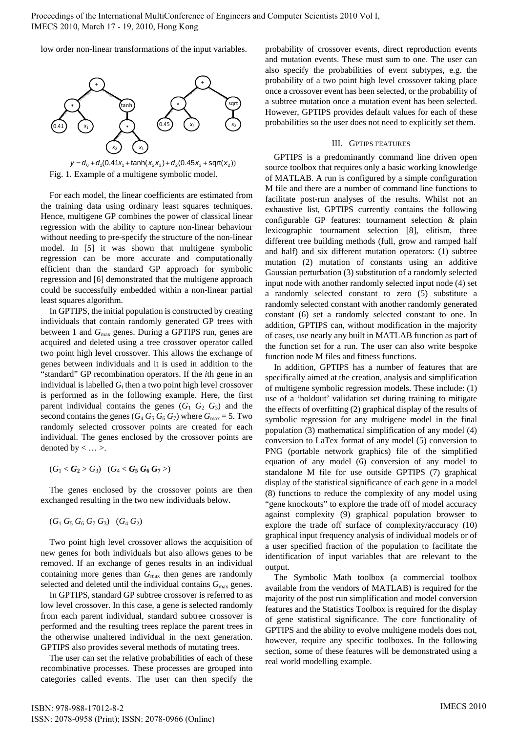low order non-linear transformations of the input variables.

$$y = d_0 + d_1(0.41x_1 + \tanh(x_2 x_3) + d_2(0.45x_3 + \mathrm{sqrt}(x_2))$$

Fig. 1. Example of a multigene symbolic model.

For each model, the linear coefficients are estimated from the training data using ordinary least squares techniques. Hence, multigene GP combines the power of classical linear regression with the ability to capture non-linear behaviour without needing to pre-specify the structure of the non-linear model. In [5] it was shown that multigene symbolic regression can be more accurate and computationally efficient than the standard GP approach for symbolic regression and [6] demonstrated that the multigene approach could be successfully embedded within a non-linear partial least squares algorithm.

In GPTIPS, the initial population is constructed by creating individuals that contain randomly generated GP trees with between 1 and $G_{max}$ genes. During a GPTIPS run, genes are acquired and deleted using a tree crossover operator called two point high level crossover. This allows the exchange of genes between individuals and it is used in addition to the "standard" GP recombination operators. If the $i$th gene in an individual is labelled $G_i$ then a two point high level crossover is performed as in the following example. Here, the first parent individual contains the genes ($G_1$ $G_2$ $G_3$) and the second contains the genes ($G_4$ $G_5$ $G_6$ $G_7$) where $G_{max} = 5$. Two randomly selected crossover points are created for each individual. The genes enclosed by the crossover points are denoted by < … >.

($G_1$ < $\boldsymbol{G_2}$ > $G_3$) ($G_4$ < $\boldsymbol{G_5}$ $\boldsymbol{G_6}$ $\boldsymbol{G_7}$ >)

The genes enclosed by the crossover points are then exchanged resulting in the two new individuals below.

($G_1$ $G_5$ $G_6$ $G_7$ $G_3$) ($G_4$ $G_2$)

Two point high level crossover allows the acquisition of new genes for both individuals but also allows genes to be removed. If an exchange of genes results in an individual containing more genes than $G_{max}$ then genes are randomly selected and deleted until the individual contains $G_{max}$ genes.

In GPTIPS, standard GP subtree crossover is referred to as low level crossover. In this case, a gene is selected randomly from each parent individual, standard subtree crossover is performed and the resulting trees replace the parent trees in the otherwise unaltered individual in the next generation. GPTIPS also provides several methods of mutating trees.

The user can set the relative probabilities of each of these recombinative processes. These processes are grouped into categories called events. The user can then specify the probability of crossover events, direct reproduction events and mutation events. These must sum to one. The user can also specify the probabilities of event subtypes, e.g. the probability of a two point high level crossover taking place once a crossover event has been selected, or the probability of a subtree mutation once a mutation event has been selected. However, GPTIPS provides default values for each of these probabilities so the user does not need to explicitly set them.

## III. GPTIPS FEATURES

GPTIPS is a predominantly command line driven open source toolbox that requires only a basic working knowledge of MATLAB. A run is configured by a simple configuration M file and there are a number of command line functions to facilitate post-run analyses of the results. Whilst not an exhaustive list, GPTIPS currently contains the following configurable GP features: tournament selection & plain lexicographic tournament selection [8], elitism, three different tree building methods (full, grow and ramped half and half) and six different mutation operators: (1) subtree mutation (2) mutation of constants using an additive Gaussian perturbation (3) substitution of a randomly selected input node with another randomly selected input node (4) set a randomly selected constant to zero (5) substitute a randomly selected constant with another randomly generated constant (6) set a randomly selected constant to one. In addition, GPTIPS can, without modification in the majority of cases, use nearly any built in MATLAB function as part of the function set for a run. The user can also write bespoke function node M files and fitness functions.

In addition, GPTIPS has a number of features that are specifically aimed at the creation, analysis and simplification of multigene symbolic regression models. These include: (1) use of a 'holdout' validation set during training to mitigate the effects of overfitting (2) graphical display of the results of symbolic regression for any multigene model in the final population (3) mathematical simplification of any model (4) conversion to LaTex format of any model (5) conversion to PNG (portable network graphics) file of the simplified equation of any model (6) conversion of any model to standalone M file for use outside GPTIPS (7) graphical display of the statistical significance of each gene in a model (8) functions to reduce the complexity of any model using "gene knockouts" to explore the trade off of model accuracy against complexity (9) graphical population browser to explore the trade off surface of complexity/accuracy (10) graphical input frequency analysis of individual models or of a user specified fraction of the population to facilitate the identification of input variables that are relevant to the output.

The Symbolic Math toolbox (a commercial toolbox available from the vendors of MATLAB) is required for the majority of the post run simplification and model conversion features and the Statistics Toolbox is required for the display of gene statistical significance. The core functionality of GPTIPS and the ability to evolve multigene models does not, however, require any specific toolboxes. In the following section, some of these features will be demonstrated using a real world modelling example.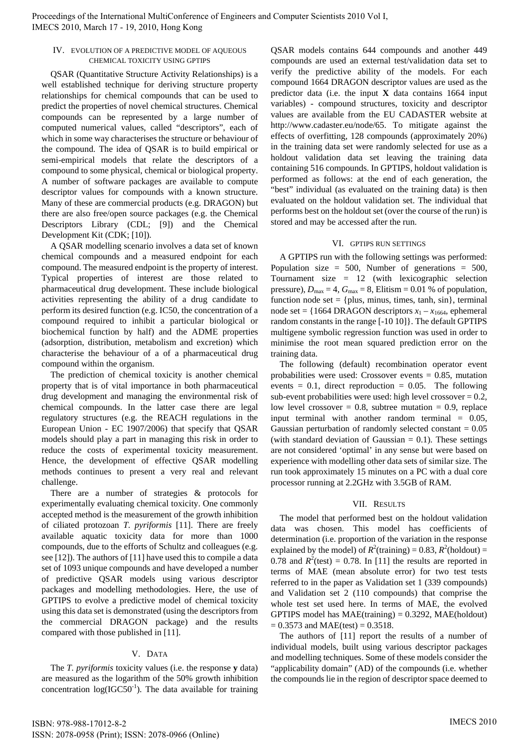## IV. Evolution of a Predictive Model of Aqueous Chemical Toxicity Using GPTIPS

QSAR (Quantitative Structure Activity Relationships) is a well established technique for deriving structure property relationships for chemical compounds that can be used to predict the properties of novel chemical structures. Chemical compounds can be represented by a large number of computed numerical values, called "descriptors", each of which in some way characterises the structure or behaviour of the compound. The idea of QSAR is to build empirical or semi-empirical models that relate the descriptors of a compound to some physical, chemical or biological property. A number of software packages are available to compute descriptor values for compounds with a known structure. Many of these are commercial products (e.g. DRAGON) but there are also free/open source packages (e.g. the Chemical Descriptors Library (CDL; [9]) and the Chemical Development Kit (CDK; [10]).

A QSAR modelling scenario involves a data set of known chemical compounds and a measured endpoint for each compound. The measured endpoint is the property of interest. Typical properties of interest are those related to pharmaceutical drug development. These include biological activities representing the ability of a drug candidate to perform its desired function (e.g. IC50, the concentration of a compound required to inhibit a particular biological or biochemical function by half) and the ADME properties (adsorption, distribution, metabolism and excretion) which characterise the behaviour of a of a pharmaceutical drug compound within the organism.

The prediction of chemical toxicity is another chemical property that is of vital importance in both pharmaceutical drug development and managing the environmental risk of chemical compounds. In the latter case there are legal regulatory structures (e.g. the REACH regulations in the European Union - EC 1907/2006) that specify that QSAR models should play a part in managing this risk in order to reduce the costs of experimental toxicity measurement. Hence, the development of effective QSAR modelling methods continues to present a very real and relevant challenge.

There are a number of strategies & protocols for experimentally evaluating chemical toxicity. One commonly accepted method is the measurement of the growth inhibition of ciliated protozoan *T. pyriformis* [11]. There are freely available aquatic toxicity data for more than 1000 compounds, due to the efforts of Schultz and colleagues (e.g. see [12]). The authors of [11] have used this to compile a data set of 1093 unique compounds and have developed a number of predictive QSAR models using various descriptor packages and modelling methodologies. Here, the use of GPTIPS to evolve a predictive model of chemical toxicity using this data set is demonstrated (using the descriptors from the commercial DRAGON package) and the results compared with those published in [11].

## V. Data

The *T. pyriformis* toxicity values (i.e. the response **y** data) are measured as the logarithm of the 50% growth inhibition concentration log(IGC50$^{-1}$). The data available for training QSAR models contains 644 compounds and another 449 compounds are used an external test/validation data set to verify the predictive ability of the models. For each compound 1664 DRAGON descriptor values are used as the predictor data (i.e. the input **X** data contains 1664 input variables) - compound structures, toxicity and descriptor values are available from the EU CADASTER website at http://www.cadaster.eu/node/65. To mitigate against the effects of overfitting, 128 compounds (approximately 20%) in the training data set were randomly selected for use as a holdout validation data set leaving the training data containing 516 compounds. In GPTIPS, holdout validation is performed as follows: at the end of each generation, the "best" individual (as evaluated on the training data) is then evaluated on the holdout validation set. The individual that performs best on the holdout set (over the course of the run) is stored and may be accessed after the run.

## VI. GPTIPS Run Settings

A GPTIPS run with the following settings was performed: Population size = 500, Number of generations = 500, Tournament size = 12 (with lexicographic selection pressure), $D_{max} = 4$, $G_{max} = 8$, Elitism = 0.01 % of population, function node set = {plus, minus, times, tanh, sin}, terminal node set = {1664 DRAGON descriptors $x_1 - x_{1664}$, ephemeral random constants in the range [-10 10]}. The default GPTIPS multigene symbolic regression function was used in order to minimise the root mean squared prediction error on the training data.

The following (default) recombination operator event probabilities were used: Crossover events = 0.85, mutation events = 0.1, direct reproduction = 0.05. The following sub-event probabilities were used: high level crossover = 0.2, low level crossover = 0.8, subtree mutation = 0.9, replace input terminal with another random terminal = 0.05, Gaussian perturbation of randomly selected constant = 0.05 (with standard deviation of Gaussian = 0.1). These settings are not considered 'optimal' in any sense but were based on experience with modelling other data sets of similar size. The run took approximately 15 minutes on a PC with a dual core processor running at 2.2GHz with 3.5GB of RAM.

## VII. Results

The model that performed best on the holdout validation data was chosen. This model has coefficients of determination (i.e. proportion of the variation in the response explained by the model) of $R^2$(training) = 0.83, $R^2$(holdout) = 0.78 and $R^2$(test) = 0.78. In [11] the results are reported in terms of MAE (mean absolute error) for two test tests referred to in the paper as Validation set 1 (339 compounds) and Validation set 2 (110 compounds) that comprise the whole test set used here. In terms of MAE, the evolved GPTIPS model has MAE(training) = 0.3292, MAE(holdout) = 0.3573 and MAE(test) = 0.3518.

The authors of [11] report the results of a number of individual models, built using various descriptor packages and modelling techniques. Some of these models consider the "applicability domain" (AD) of the compounds (i.e. whether the compounds lie in the region of descriptor space deemed to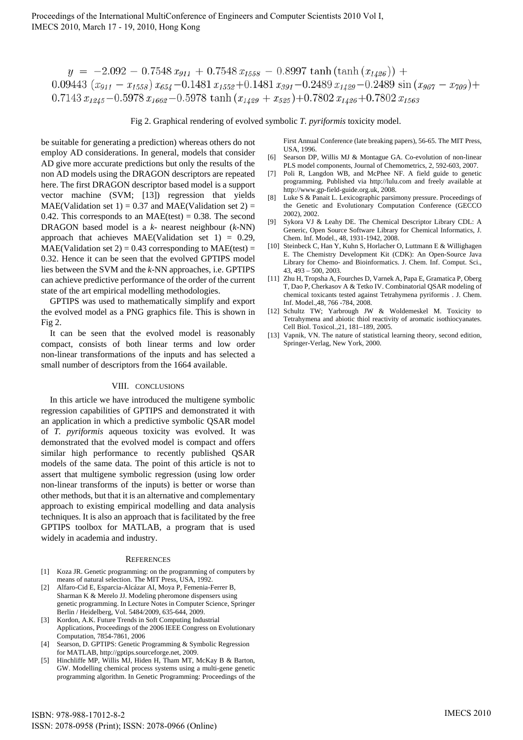$$y = -2.092 - 0.7548\,x_{911} + 0.7548\,x_{1558} - 0.8997\tanh\left(\tanh\left(x_{1426}\right)\right) + 0.09443\left(x_{911} - x_{1558}\right)x_{654} - 0.1481\,x_{1552} + 0.1481\,x_{391} - 0.2489\,x_{1429} - 0.2489\sin\left(x_{967} - x_{709}\right) + 0.7143\,x_{1245} - 0.5978\,x_{1662} - 0.5978\tanh\left(x_{1429} + x_{525}\right) + 0.7802\,x_{1426} + 0.7802\,x_{1563}$$

Fig 2. Graphical rendering of evolved symbolic *T. pyriformis* toxicity model.

be suitable for generating a prediction) whereas others do not employ AD considerations. In general, models that consider AD give more accurate predictions but only the results of the non AD models using the DRAGON descriptors are repeated here. The first DRAGON descriptor based model is a support vector machine (SVM; [13]) regression that yields MAE(Validation set 1) = 0.37 and MAE(Validation set 2) = 0.42. This corresponds to an MAE(test) = 0.38. The second DRAGON based model is a *k*- nearest neighbour (*k*-NN) approach that achieves MAE(Validation set 1) = 0.29, MAE(Validation set 2) = 0.43 corresponding to MAE(test) = 0.32. Hence it can be seen that the evolved GPTIPS model lies between the SVM and the *k*-NN approaches, i.e. GPTIPS can achieve predictive performance of the order of the current state of the art empirical modelling methodologies.

GPTIPS was used to mathematically simplify and export the evolved model as a PNG graphics file. This is shown in Fig 2.

It can be seen that the evolved model is reasonably compact, consists of both linear terms and low order non-linear transformations of the inputs and has selected a small number of descriptors from the 1664 available.

## VIII. Conclusions

In this article we have introduced the multigene symbolic regression capabilities of GPTIPS and demonstrated it with an application in which a predictive symbolic QSAR model of *T. pyriformis* aqueous toxicity was evolved. It was demonstrated that the evolved model is compact and offers similar high performance to recently published QSAR models of the same data. The point of this article is not to assert that multigene symbolic regression (using low order non-linear transforms of the inputs) is better or worse than other methods, but that it is an alternative and complementary approach to existing empirical modelling and data analysis techniques. It is also an approach that is facilitated by the free GPTIPS toolbox for MATLAB, a program that is used widely in academia and industry.

## References

[1] Koza JR. Genetic programming: on the programming of computers by means of natural selection. The MIT Press, USA, 1992.

[2] Alfaro-Cid E, Esparcia-Alcázar AI, Moya P, Femenia-Ferrer B, Sharman K & Merelo JJ. Modeling pheromone dispensers using genetic programming. In Lecture Notes in Computer Science, Springer Berlin / Heidelberg, Vol. 5484/2009, 635-644, 2009.

[3] Kordon, A.K. Future Trends in Soft Computing Industrial Applications, Proceedings of the 2006 IEEE Congress on Evolutionary Computation, 7854-7861, 2006

[4] Searson, D. GPTIPS: Genetic Programming & Symbolic Regression for MATLAB, http://gptips.sourceforge.net, 2009.

[5] Hinchliffe MP, Willis MJ, Hiden H, Tham MT, McKay B & Barton, GW. Modelling chemical process systems using a multi-gene genetic programming algorithm. In Genetic Programming: Proceedings of the First Annual Conference (late breaking papers), 56-65. The MIT Press, USA, 1996.

[6] Searson DP, Willis MJ & Montague GA. Co-evolution of non-linear PLS model components, Journal of Chemometrics, 2, 592-603, 2007.

[7] Poli R, Langdon WB, and McPhee NF. A field guide to genetic programming. Published via http://lulu.com and freely available at http://www.gp-field-guide.org.uk, 2008.

[8] Luke S & Panait L. Lexicographic parsimony pressure. Proceedings of the Genetic and Evolutionary Computation Conference (GECCO 2002), 2002.

[9] Sykora VJ & Leahy DE. The Chemical Descriptor Library CDL: A Generic, Open Source Software Library for Chemical Informatics, J. Chem. Inf. Model., 48, 1931-1942, 2008.

[10] Steinbeck C, Han Y, Kuhn S, Horlacher O, Luttmann E & Willighagen E. The Chemistry Development Kit (CDK): An Open-Source Java Library for Chemo- and Bioinformatics. J. Chem. Inf. Comput. Sci., 43, 493 – 500, 2003.

[11] Zhu H, Tropsha A, Fourches D, Varnek A, Papa E, Gramatica P, Oberg T, Dao P, Cherkasov A & Tetko IV. Combinatorial QSAR modeling of chemical toxicants tested against Tetrahymena pyriformis . J. Chem. Inf. Model.,48, 766 -784, 2008.

[12] Schultz TW; Yarbrough JW & Woldemeskel M. Toxicity to Tetrahymena and abiotic thiol reactivity of aromatic isothiocyanates. Cell Biol. Toxicol.,21, 181–189, 2005.

[13] Vapnik, VN. The nature of statistical learning theory, second edition, Springer-Verlag, New York, 2000.